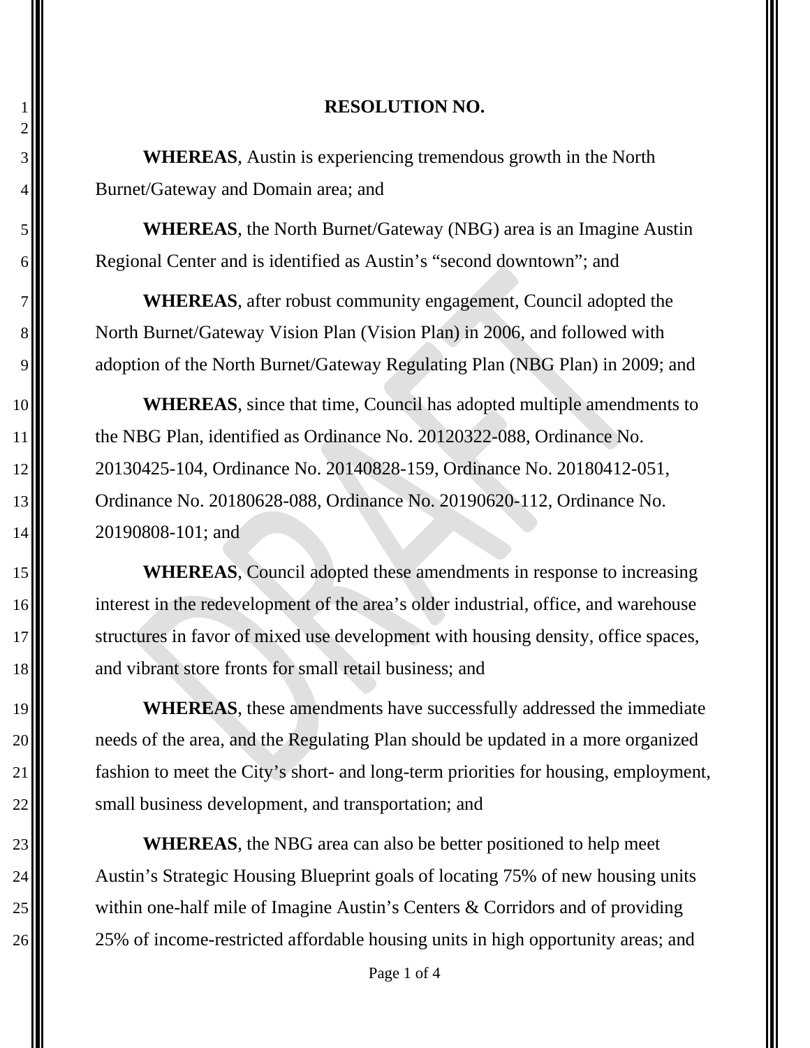# RESOLUTION NO.

**WHEREAS**, Austin is experiencing tremendous growth in the North Burnet/Gateway and Domain area; and

**WHEREAS**, the North Burnet/Gateway (NBG) area is an Imagine Austin Regional Center and is identified as Austin's "second downtown"; and

**WHEREAS**, after robust community engagement, Council adopted the North Burnet/Gateway Vision Plan (Vision Plan) in 2006, and followed with adoption of the North Burnet/Gateway Regulating Plan (NBG Plan) in 2009; and

**WHEREAS**, since that time, Council has adopted multiple amendments to the NBG Plan, identified as Ordinance No. 20120322-088, Ordinance No. 20130425-104, Ordinance No. 20140828-159, Ordinance No. 20180412-051, Ordinance No. 20180628-088, Ordinance No. 20190620-112, Ordinance No. 20190808-101; and

**WHEREAS**, Council adopted these amendments in response to increasing interest in the redevelopment of the area's older industrial, office, and warehouse structures in favor of mixed use development with housing density, office spaces, and vibrant store fronts for small retail business; and

**WHEREAS**, these amendments have successfully addressed the immediate needs of the area, and the Regulating Plan should be updated in a more organized fashion to meet the City's short- and long-term priorities for housing, employment, small business development, and transportation; and

**WHEREAS**, the NBG area can also be better positioned to help meet Austin's Strategic Housing Blueprint goals of locating 75% of new housing units within one-half mile of Imagine Austin's Centers & Corridors and of providing 25% of income-restricted affordable housing units in high opportunity areas; and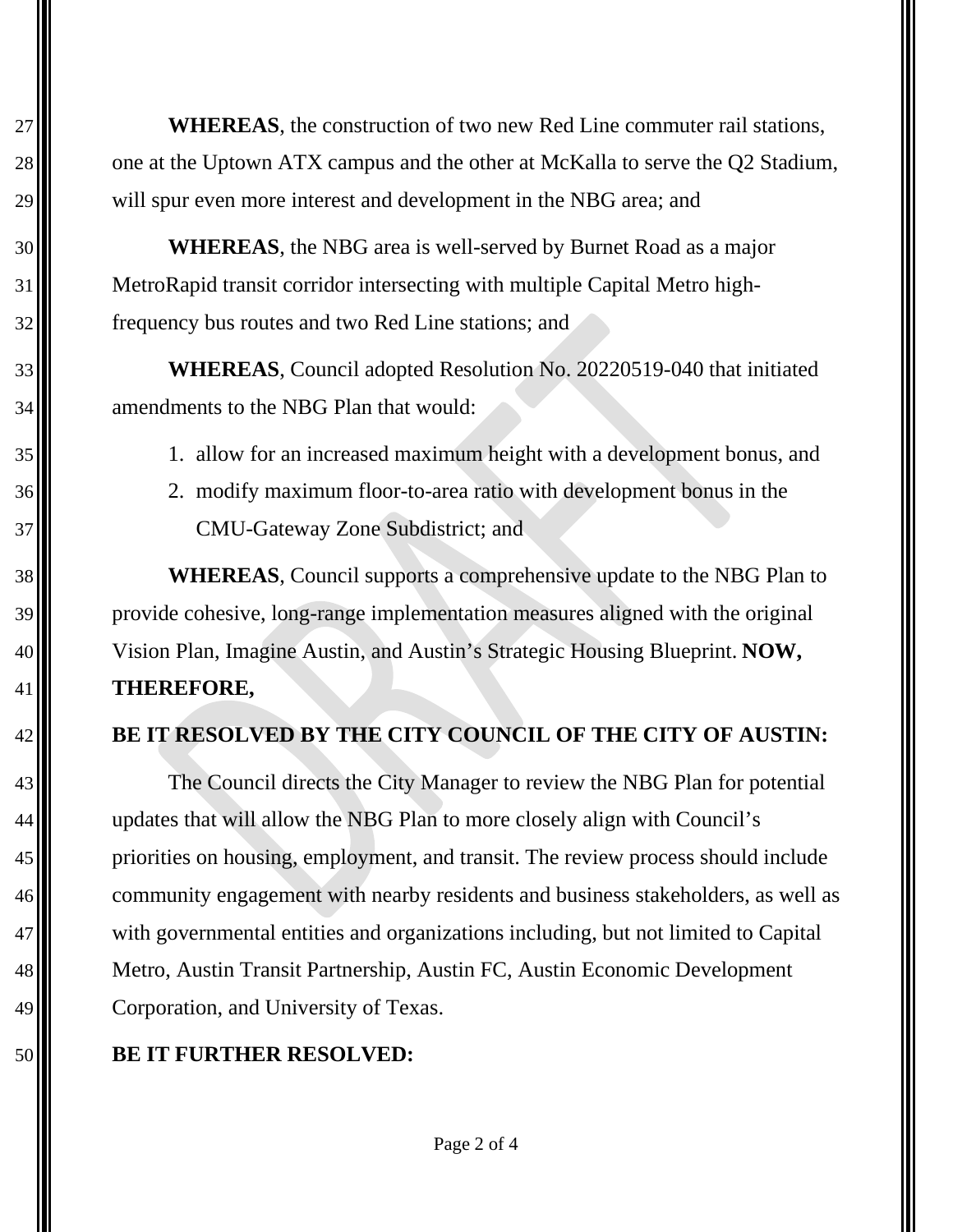**WHEREAS**, the construction of two new Red Line commuter rail stations, one at the Uptown ATX campus and the other at McKalla to serve the Q2 Stadium, will spur even more interest and development in the NBG area; and

**WHEREAS**, the NBG area is well-served by Burnet Road as a major MetroRapid transit corridor intersecting with multiple Capital Metro high-frequency bus routes and two Red Line stations; and

**WHEREAS**, Council adopted Resolution No. 20220519-040 that initiated amendments to the NBG Plan that would:

1. allow for an increased maximum height with a development bonus, and
2. modify maximum floor-to-area ratio with development bonus in the CMU-Gateway Zone Subdistrict; and

**WHEREAS**, Council supports a comprehensive update to the NBG Plan to provide cohesive, long-range implementation measures aligned with the original Vision Plan, Imagine Austin, and Austin's Strategic Housing Blueprint. **NOW, THEREFORE,**

**BE IT RESOLVED BY THE CITY COUNCIL OF THE CITY OF AUSTIN:**

The Council directs the City Manager to review the NBG Plan for potential updates that will allow the NBG Plan to more closely align with Council's priorities on housing, employment, and transit. The review process should include community engagement with nearby residents and business stakeholders, as well as with governmental entities and organizations including, but not limited to Capital Metro, Austin Transit Partnership, Austin FC, Austin Economic Development Corporation, and University of Texas.

**BE IT FURTHER RESOLVED:**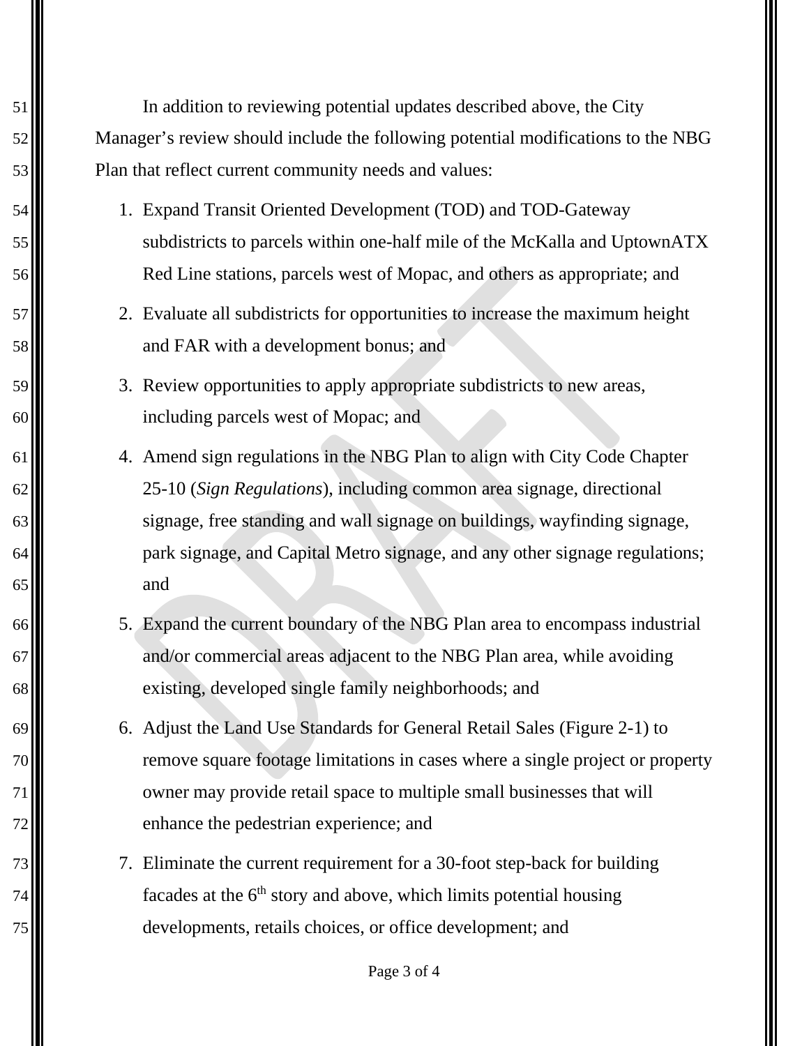In addition to reviewing potential updates described above, the City Manager's review should include the following potential modifications to the NBG Plan that reflect current community needs and values:

1. Expand Transit Oriented Development (TOD) and TOD-Gateway subdistricts to parcels within one-half mile of the McKalla and UptownATX Red Line stations, parcels west of Mopac, and others as appropriate; and
2. Evaluate all subdistricts for opportunities to increase the maximum height and FAR with a development bonus; and
3. Review opportunities to apply appropriate subdistricts to new areas, including parcels west of Mopac; and
4. Amend sign regulations in the NBG Plan to align with City Code Chapter 25-10 (*Sign Regulations*), including common area signage, directional signage, free standing and wall signage on buildings, wayfinding signage, park signage, and Capital Metro signage, and any other signage regulations; and
5. Expand the current boundary of the NBG Plan area to encompass industrial and/or commercial areas adjacent to the NBG Plan area, while avoiding existing, developed single family neighborhoods; and
6. Adjust the Land Use Standards for General Retail Sales (Figure 2-1) to remove square footage limitations in cases where a single project or property owner may provide retail space to multiple small businesses that will enhance the pedestrian experience; and
7. Eliminate the current requirement for a 30-foot step-back for building facades at the 6th story and above, which limits potential housing developments, retails choices, or office development; and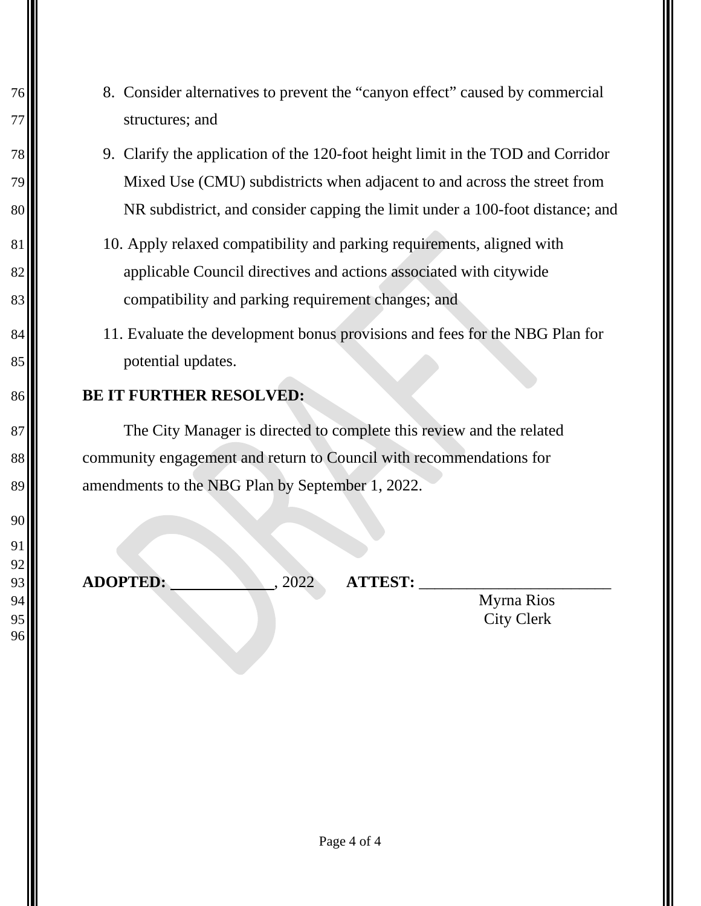8. Consider alternatives to prevent the "canyon effect" caused by commercial structures; and

9. Clarify the application of the 120-foot height limit in the TOD and Corridor Mixed Use (CMU) subdistricts when adjacent to and across the street from NR subdistrict, and consider capping the limit under a 100-foot distance; and

10. Apply relaxed compatibility and parking requirements, aligned with applicable Council directives and actions associated with citywide compatibility and parking requirement changes; and

11. Evaluate the development bonus provisions and fees for the NBG Plan for potential updates.

**BE IT FURTHER RESOLVED:**

The City Manager is directed to complete this review and the related community engagement and return to Council with recommendations for amendments to the NBG Plan by September 1, 2022.

**ADOPTED:** _____________, 2022 **ATTEST:** ________________________

Myrna Rios
City Clerk